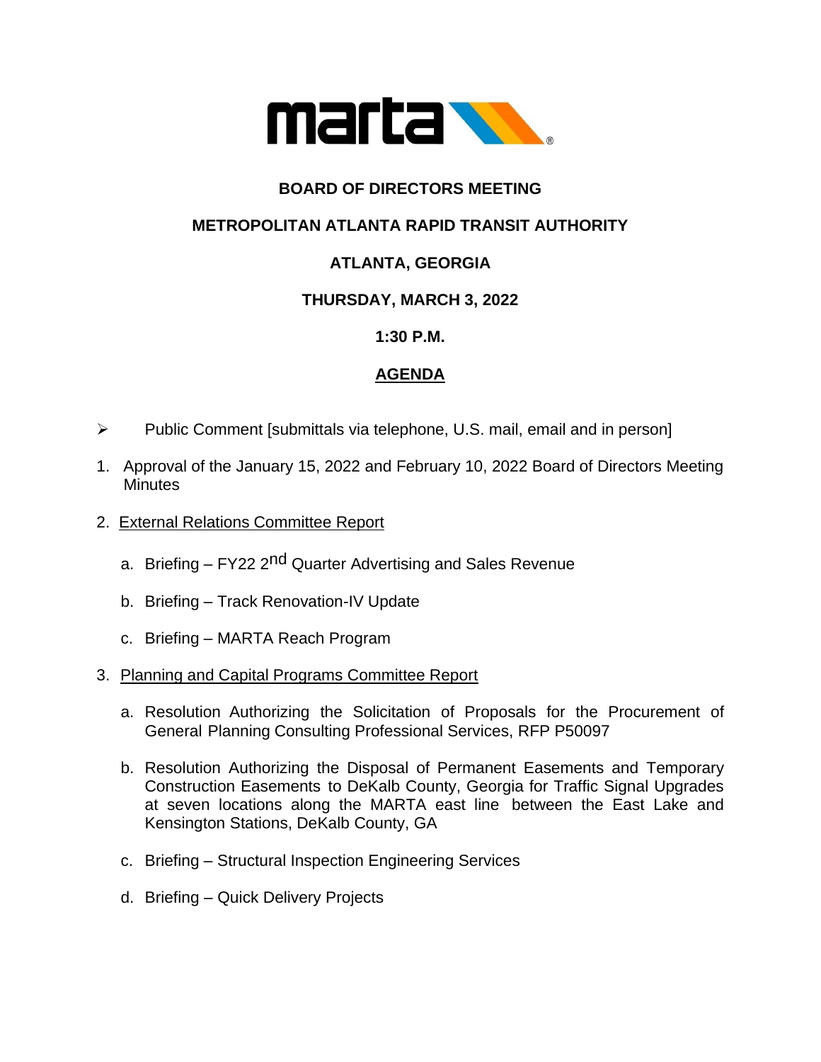**BOARD OF DIRECTORS MEETING**

**METROPOLITAN ATLANTA RAPID TRANSIT AUTHORITY**

**ATLANTA, GEORGIA**

**THURSDAY, MARCH 3, 2022**

**1:30 P.M.**

**AGENDA**

- Public Comment [submittals via telephone, U.S. mail, email and in person]

1. Approval of the January 15, 2022 and February 10, 2022 Board of Directors Meeting Minutes

2. External Relations Committee Report

   a. Briefing – FY22 2nd Quarter Advertising and Sales Revenue

   b. Briefing – Track Renovation-IV Update

   c. Briefing – MARTA Reach Program

3. Planning and Capital Programs Committee Report

   a. Resolution Authorizing the Solicitation of Proposals for the Procurement of General Planning Consulting Professional Services, RFP P50097

   b. Resolution Authorizing the Disposal of Permanent Easements and Temporary Construction Easements to DeKalb County, Georgia for Traffic Signal Upgrades at seven locations along the MARTA east line between the East Lake and Kensington Stations, DeKalb County, GA

   c. Briefing – Structural Inspection Engineering Services

   d. Briefing – Quick Delivery Projects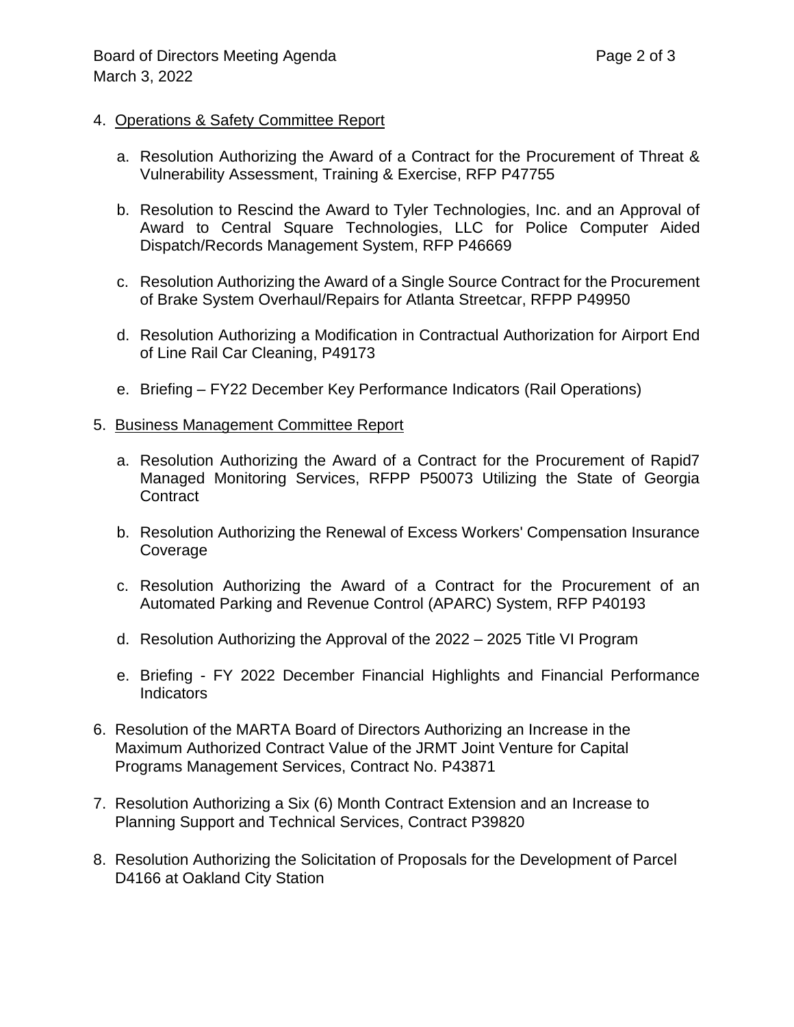4. <u>Operations & Safety Committee Report</u>

    a. Resolution Authorizing the Award of a Contract for the Procurement of Threat & Vulnerability Assessment, Training & Exercise, RFP P47755

    b. Resolution to Rescind the Award to Tyler Technologies, Inc. and an Approval of Award to Central Square Technologies, LLC for Police Computer Aided Dispatch/Records Management System, RFP P46669

    c. Resolution Authorizing the Award of a Single Source Contract for the Procurement of Brake System Overhaul/Repairs for Atlanta Streetcar, RFPP P49950

    d. Resolution Authorizing a Modification in Contractual Authorization for Airport End of Line Rail Car Cleaning, P49173

    e. Briefing – FY22 December Key Performance Indicators (Rail Operations)

5. <u>Business Management Committee Report</u>

    a. Resolution Authorizing the Award of a Contract for the Procurement of Rapid7 Managed Monitoring Services, RFPP P50073 Utilizing the State of Georgia Contract

    b. Resolution Authorizing the Renewal of Excess Workers' Compensation Insurance Coverage

    c. Resolution Authorizing the Award of a Contract for the Procurement of an Automated Parking and Revenue Control (APARC) System, RFP P40193

    d. Resolution Authorizing the Approval of the 2022 – 2025 Title VI Program

    e. Briefing - FY 2022 December Financial Highlights and Financial Performance Indicators

6. Resolution of the MARTA Board of Directors Authorizing an Increase in the Maximum Authorized Contract Value of the JRMT Joint Venture for Capital Programs Management Services, Contract No. P43871

7. Resolution Authorizing a Six (6) Month Contract Extension and an Increase to Planning Support and Technical Services, Contract P39820

8. Resolution Authorizing the Solicitation of Proposals for the Development of Parcel D4166 at Oakland City Station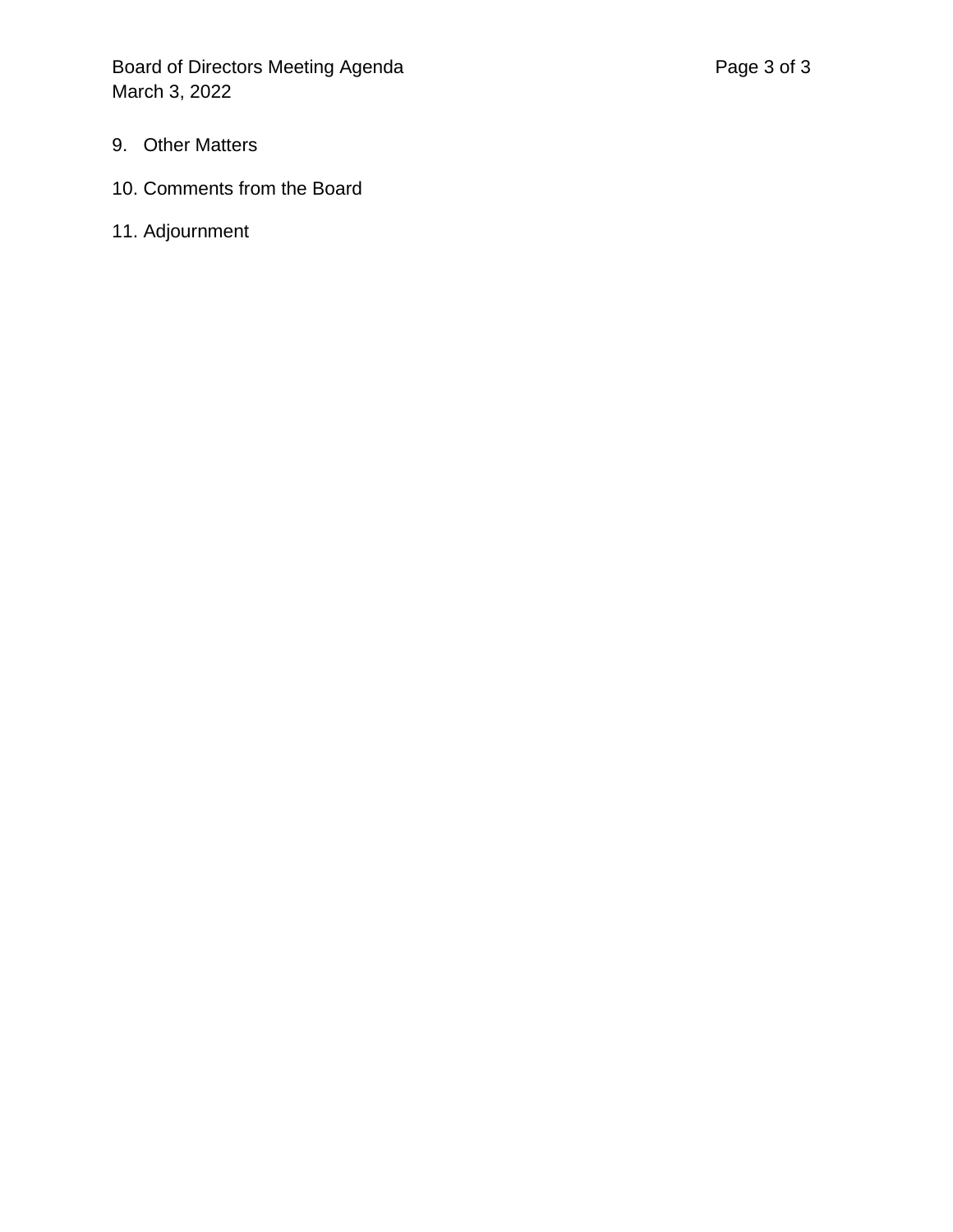9. Other Matters

10. Comments from the Board

11. Adjournment